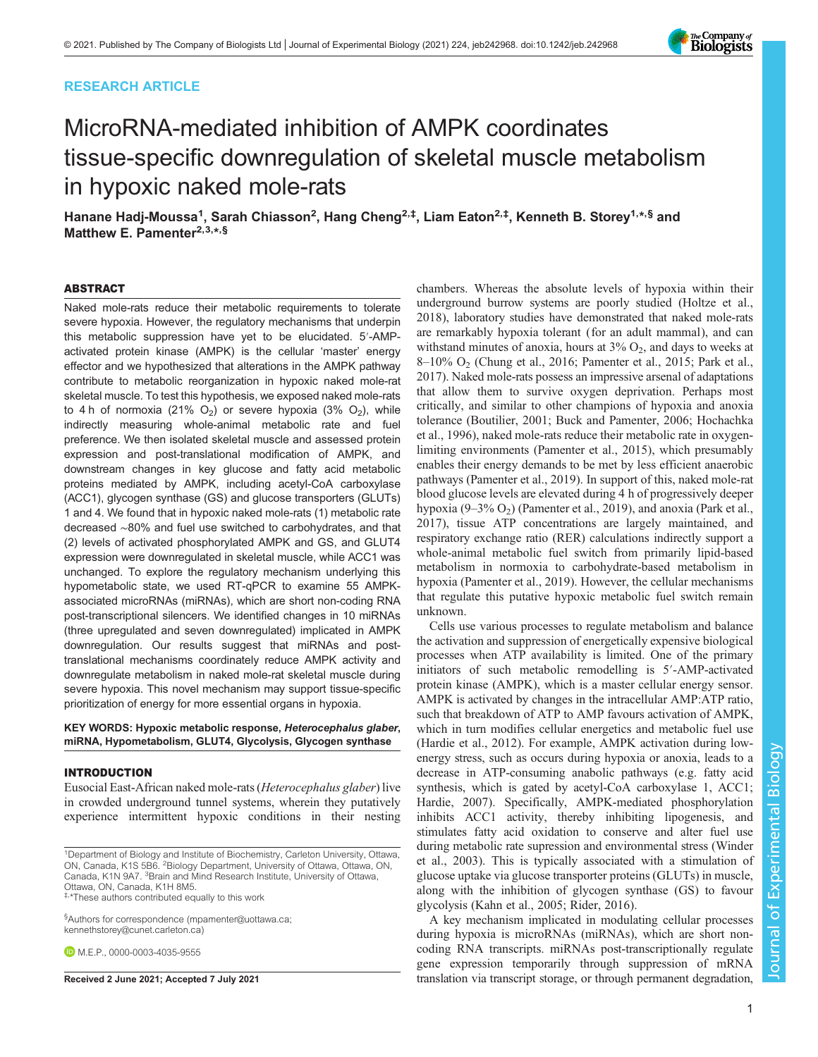RESEARCH ARTICLE

# MicroRNA-mediated inhibition of AMPK coordinates tissue-specific downregulation of skeletal muscle metabolism in hypoxic naked mole-rats

Hanane Hadj-Moussa[1], Sarah Chiasson[2], Hang Cheng[2,‡], Liam Eaton[2,‡], Kenneth B. Storey[1,*,§] and Matthew E. Pamenter[2,3,*,§]

## ABSTRACT

Naked mole-rats reduce their metabolic requirements to tolerate severe hypoxia. However, the regulatory mechanisms that underpin this metabolic suppression have yet to be elucidated. 5′-AMP-activated protein kinase (AMPK) is the cellular 'master' energy effector and we hypothesized that alterations in the AMPK pathway contribute to metabolic reorganization in hypoxic naked mole-rat skeletal muscle. To test this hypothesis, we exposed naked mole-rats to 4 h of normoxia (21% $O_2$) or severe hypoxia (3% $O_2$), while indirectly measuring whole-animal metabolic rate and fuel preference. We then isolated skeletal muscle and assessed protein expression and post-translational modification of AMPK, and downstream changes in key glucose and fatty acid metabolic proteins mediated by AMPK, including acetyl-CoA carboxylase (ACC1), glycogen synthase (GS) and glucose transporters (GLUTs) 1 and 4. We found that in hypoxic naked mole-rats (1) metabolic rate decreased ∼80% and fuel use switched to carbohydrates, and that (2) levels of activated phosphorylated AMPK and GS, and GLUT4 expression were downregulated in skeletal muscle, while ACC1 was unchanged. To explore the regulatory mechanism underlying this hypometabolic state, we used RT-qPCR to examine 55 AMPK-associated microRNAs (miRNAs), which are short non-coding RNA post-transcriptional silencers. We identified changes in 10 miRNAs (three upregulated and seven downregulated) implicated in AMPK downregulation. Our results suggest that miRNAs and post-translational mechanisms coordinately reduce AMPK activity and downregulate metabolism in naked mole-rat skeletal muscle during severe hypoxia. This novel mechanism may support tissue-specific prioritization of energy for more essential organs in hypoxia.

**KEY WORDS: Hypoxic metabolic response, *Heterocephalus glaber*, miRNA, Hypometabolism, GLUT4, Glycolysis, Glycogen synthase**

## INTRODUCTION

Eusocial East-African naked mole-rats (*Heterocephalus glaber*) live in crowded underground tunnel systems, wherein they putatively experience intermittent hypoxic conditions in their nesting chambers. Whereas the absolute levels of hypoxia within their underground burrow systems are poorly studied (Holtze et al., 2018), laboratory studies have demonstrated that naked mole-rats are remarkably hypoxia tolerant (for an adult mammal), and can withstand minutes of anoxia, hours at 3% $O_2$, and days to weeks at 8–10% $O_2$ (Chung et al., 2016; Pamenter et al., 2015; Park et al., 2017). Naked mole-rats possess an impressive arsenal of adaptations that allow them to survive oxygen deprivation. Perhaps most critically, and similar to other champions of hypoxia and anoxia tolerance (Boutilier, 2001; Buck and Pamenter, 2006; Hochachka et al., 1996), naked mole-rats reduce their metabolic rate in oxygen-limiting environments (Pamenter et al., 2015), which presumably enables their energy demands to be met by less efficient anaerobic pathways (Pamenter et al., 2019). In support of this, naked mole-rat blood glucose levels are elevated during 4 h of progressively deeper hypoxia (9–3% $O_2$) (Pamenter et al., 2019), and anoxia (Park et al., 2017), tissue ATP concentrations are largely maintained, and respiratory exchange ratio (RER) calculations indirectly support a whole-animal metabolic fuel switch from primarily lipid-based metabolism in normoxia to carbohydrate-based metabolism in hypoxia (Pamenter et al., 2019). However, the cellular mechanisms that regulate this putative hypoxic metabolic fuel switch remain unknown.

Cells use various processes to regulate metabolism and balance the activation and suppression of energetically expensive biological processes when ATP availability is limited. One of the primary initiators of such metabolic remodelling is 5′-AMP-activated protein kinase (AMPK), which is a master cellular energy sensor. AMPK is activated by changes in the intracellular AMP:ATP ratio, such that breakdown of ATP to AMP favours activation of AMPK, which in turn modifies cellular energetics and metabolic fuel use (Hardie et al., 2012). For example, AMPK activation during low-energy stress, such as occurs during hypoxia or anoxia, leads to a decrease in ATP-consuming anabolic pathways (e.g. fatty acid synthesis, which is gated by acetyl-CoA carboxylase 1, ACC1; Hardie, 2007). Specifically, AMPK-mediated phosphorylation inhibits ACC1 activity, thereby inhibiting lipogenesis, and stimulates fatty acid oxidation to conserve and alter fuel use during metabolic rate supression and environmental stress (Winder et al., 2003). This is typically associated with a stimulation of glucose uptake via glucose transporter proteins (GLUTs) in muscle, along with the inhibition of glycogen synthase (GS) to favour glycolysis (Kahn et al., 2005; Rider, 2016).

A key mechanism implicated in modulating cellular processes during hypoxia is microRNAs (miRNAs), which are short non-coding RNA transcripts. miRNAs post-transcriptionally regulate gene expression temporarily through suppression of mRNA translation via transcript storage, or through permanent degradation,

[1]Department of Biology and Institute of Biochemistry, Carleton University, Ottawa, ON, Canada, K1S 5B6. [2]Biology Department, University of Ottawa, Ottawa, ON, Canada, K1N 9A7. [3]Brain and Mind Research Institute, University of Ottawa, Ottawa, ON, Canada, K1H 8M5.
[‡,*]These authors contributed equally to this work

[§]Authors for correspondence (mpamenter@uottawa.ca; kennethstorey@cunet.carleton.ca)

M.E.P., 0000-0003-4035-9555

Received 2 June 2021; Accepted 7 July 2021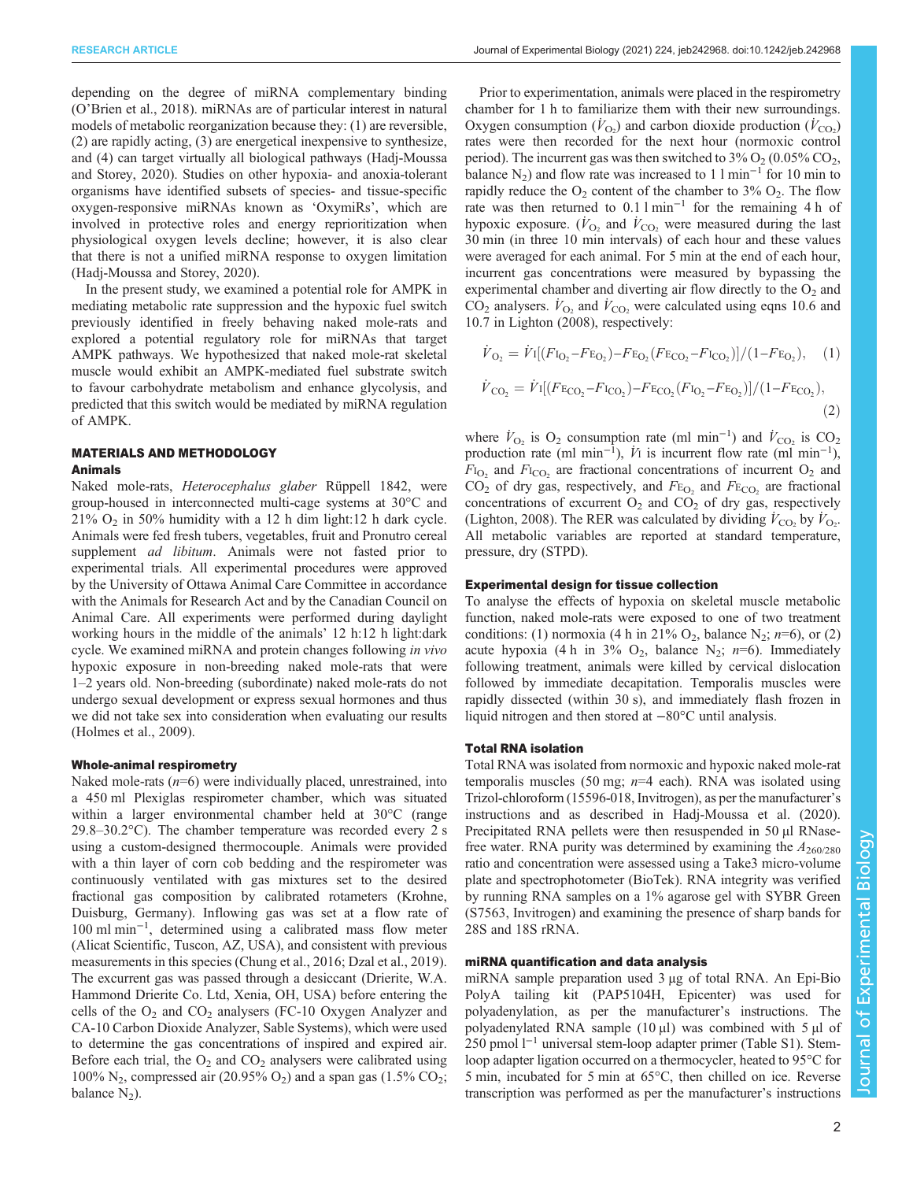depending on the degree of miRNA complementary binding (O'Brien et al., 2018). miRNAs are of particular interest in natural models of metabolic reorganization because they: (1) are reversible, (2) are rapidly acting, (3) are energetical inexpensive to synthesize, and (4) can target virtually all biological pathways (Hadj-Moussa and Storey, 2020). Studies on other hypoxia- and anoxia-tolerant organisms have identified subsets of species- and tissue-specific oxygen-responsive miRNAs known as 'OxymiRs', which are involved in protective roles and energy reprioritization when physiological oxygen levels decline; however, it is also clear that there is not a unified miRNA response to oxygen limitation (Hadj-Moussa and Storey, 2020).

In the present study, we examined a potential role for AMPK in mediating metabolic rate suppression and the hypoxic fuel switch previously identified in freely behaving naked mole-rats and explored a potential regulatory role for miRNAs that target AMPK pathways. We hypothesized that naked mole-rat skeletal muscle would exhibit an AMPK-mediated fuel substrate switch to favour carbohydrate metabolism and enhance glycolysis, and predicted that this switch would be mediated by miRNA regulation of AMPK.

## MATERIALS AND METHODOLOGY

### Animals

Naked mole-rats, *Heterocephalus glaber* Rüppell 1842, were group-housed in interconnected multi-cage systems at 30°C and 21% $O_2$ in 50% humidity with a 12 h dim light:12 h dark cycle. Animals were fed fresh tubers, vegetables, fruit and Pronutro cereal supplement *ad libitum*. Animals were not fasted prior to experimental trials. All experimental procedures were approved by the University of Ottawa Animal Care Committee in accordance with the Animals for Research Act and by the Canadian Council on Animal Care. All experiments were performed during daylight working hours in the middle of the animals' 12 h:12 h light:dark cycle. We examined miRNA and protein changes following *in vivo* hypoxic exposure in non-breeding naked mole-rats that were 1–2 years old. Non-breeding (subordinate) naked mole-rats do not undergo sexual development or express sexual hormones and thus we did not take sex into consideration when evaluating our results (Holmes et al., 2009).

### Whole-animal respirometry

Naked mole-rats ($n$=6) were individually placed, unrestrained, into a 450 ml Plexiglas respirometer chamber, which was situated within a larger environmental chamber held at 30°C (range 29.8–30.2°C). The chamber temperature was recorded every 2 s using a custom-designed thermocouple. Animals were provided with a thin layer of corn cob bedding and the respirometer was continuously ventilated with gas mixtures set to the desired fractional gas composition by calibrated rotameters (Krohne, Duisburg, Germany). Inflowing gas was set at a flow rate of 100 ml min$^{-1}$, determined using a calibrated mass flow meter (Alicat Scientific, Tuscon, AZ, USA), and consistent with previous measurements in this species (Chung et al., 2016; Dzal et al., 2019). The excurrent gas was passed through a desiccant (Drierite, W.A. Hammond Drierite Co. Ltd, Xenia, OH, USA) before entering the cells of the $O_2$ and $CO_2$ analysers (FC-10 Oxygen Analyzer and CA-10 Carbon Dioxide Analyzer, Sable Systems), which were used to determine the gas concentrations of inspired and expired air. Before each trial, the $O_2$ and $CO_2$ analysers were calibrated using 100% $N_2$, compressed air (20.95% $O_2$) and a span gas (1.5% $CO_2$; balance $N_2$).

Prior to experimentation, animals were placed in the respirometry chamber for 1 h to familiarize them with their new surroundings. Oxygen consumption ($\dot{V}_{O_2}$) and carbon dioxide production ($\dot{V}_{CO_2}$) rates were then recorded for the next hour (normoxic control period). The incurrent gas was then switched to 3% $O_2$ (0.05% $CO_2$, balance $N_2$) and flow rate was increased to 1 l min$^{-1}$ for 10 min to rapidly reduce the $O_2$ content of the chamber to 3% $O_2$. The flow rate was then returned to 0.1 l min$^{-1}$ for the remaining 4 h of hypoxic exposure. ($\dot{V}_{O_2}$ and $\dot{V}_{CO_2}$ were measured during the last 30 min (in three 10 min intervals) of each hour and these values were averaged for each animal. For 5 min at the end of each hour, incurrent gas concentrations were measured by bypassing the experimental chamber and diverting air flow directly to the $O_2$ and $CO_2$ analysers. $\dot{V}_{O_2}$ and $\dot{V}_{CO_2}$ were calculated using eqns 10.6 and 10.7 in Lighton (2008), respectively:

$$\dot{V}_{O_2} = \dot{V}_I[(F_{I_{O_2}} - F_{E_{O_2}}) - F_{E_{O_2}}(F_{E_{CO_2}} - F_{I_{CO_2}})]/(1 - F_{E_{O_2}}), \quad (1)$$

$$\dot{V}_{CO_2} = \dot{V}_I[(F_{E_{CO_2}} - F_{I_{CO_2}}) - F_{E_{CO_2}}(F_{I_{O_2}} - F_{E_{O_2}})]/(1 - F_{E_{CO_2}}), \quad (2)$$

where $\dot{V}_{O_2}$ is $O_2$ consumption rate (ml min$^{-1}$) and $\dot{V}_{CO_2}$ is $CO_2$ production rate (ml min$^{-1}$), $\dot{V}_I$ is incurrent flow rate (ml min$^{-1}$), $F_{I_{O_2}}$ and $F_{I_{CO_2}}$ are fractional concentrations of incurrent $O_2$ and $CO_2$ of dry gas, respectively, and $F_{E_{O_2}}$ and $F_{E_{CO_2}}$ are fractional concentrations of excurrent $O_2$ and $CO_2$ of dry gas, respectively (Lighton, 2008). The RER was calculated by dividing $\dot{V}_{CO_2}$ by $\dot{V}_{O_2}$. All metabolic variables are reported at standard temperature, pressure, dry (STPD).

### Experimental design for tissue collection

To analyse the effects of hypoxia on skeletal muscle metabolic function, naked mole-rats were exposed to one of two treatment conditions: (1) normoxia (4 h in 21% $O_2$, balance $N_2$; $n$=6), or (2) acute hypoxia (4 h in 3% $O_2$, balance $N_2$; $n$=6). Immediately following treatment, animals were killed by cervical dislocation followed by immediate decapitation. Temporalis muscles were rapidly dissected (within 30 s), and immediately flash frozen in liquid nitrogen and then stored at −80°C until analysis.

### Total RNA isolation

Total RNA was isolated from normoxic and hypoxic naked mole-rat temporalis muscles (50 mg; $n$=4 each). RNA was isolated using Trizol-chloroform (15596-018, Invitrogen), as per the manufacturer's instructions and as described in Hadj-Moussa et al. (2020). Precipitated RNA pellets were then resuspended in 50 µl RNase-free water. RNA purity was determined by examining the $A_{260/280}$ ratio and concentration were assessed using a Take3 micro-volume plate and spectrophotometer (BioTek). RNA integrity was verified by running RNA samples on a 1% agarose gel with SYBR Green (S7563, Invitrogen) and examining the presence of sharp bands for 28S and 18S rRNA.

### miRNA quantification and data analysis

miRNA sample preparation used 3 µg of total RNA. An Epi-Bio PolyA tailing kit (PAP5104H, Epicenter) was used for polyadenylation, as per the manufacturer's instructions. The polyadenylated RNA sample (10 µl) was combined with 5 µl of 250 pmol l$^{-1}$ universal stem-loop adapter primer (Table S1). Stem-loop adapter ligation occurred on a thermocycler, heated to 95°C for 5 min, incubated for 5 min at 65°C, then chilled on ice. Reverse transcription was performed as per the manufacturer's instructions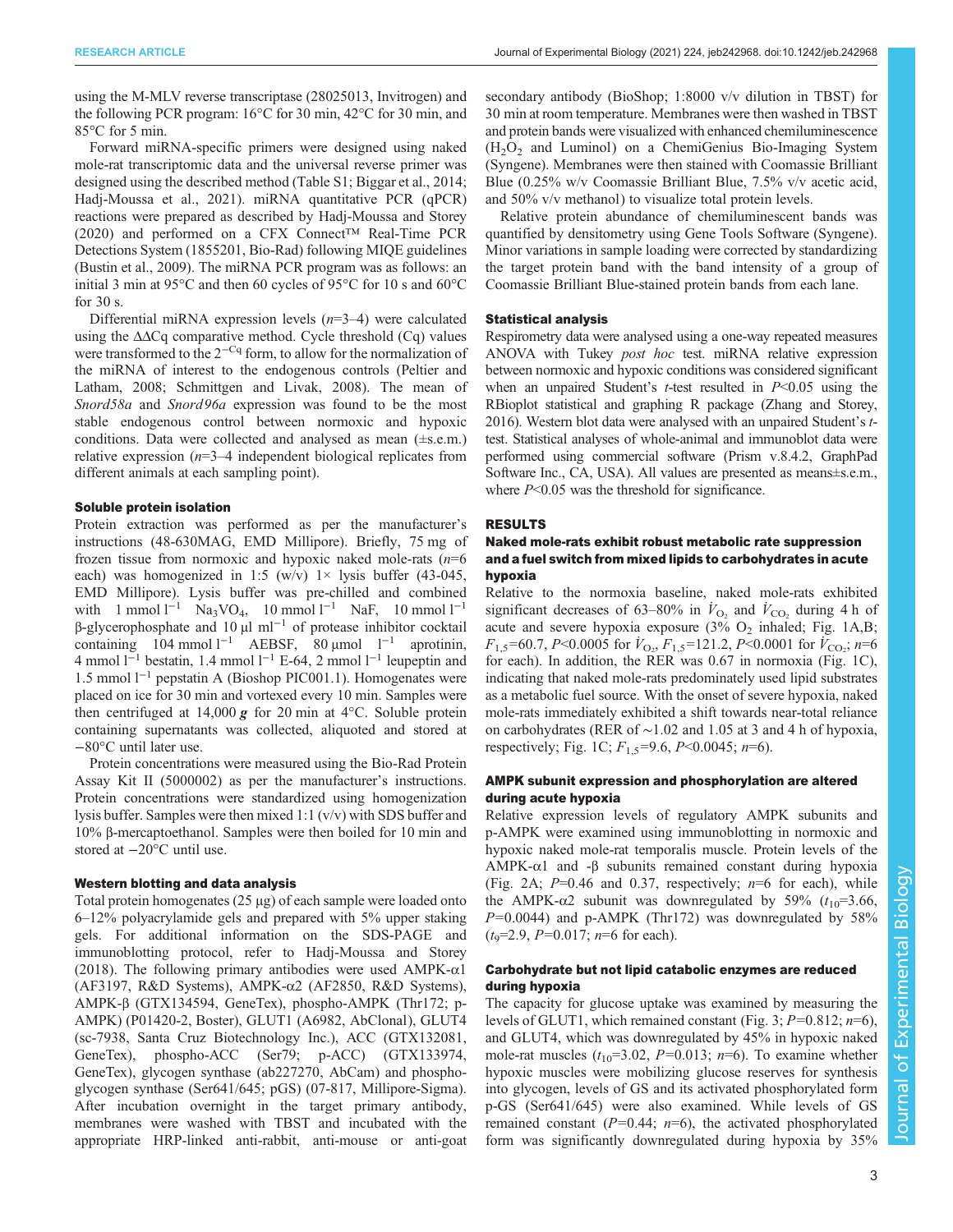using the M-MLV reverse transcriptase (28025013, Invitrogen) and the following PCR program: 16°C for 30 min, 42°C for 30 min, and 85°C for 5 min.

Forward miRNA-specific primers were designed using naked mole-rat transcriptomic data and the universal reverse primer was designed using the described method (Table S1; Biggar et al., 2014; Hadj-Moussa et al., 2021). miRNA quantitative PCR (qPCR) reactions were prepared as described by Hadj-Moussa and Storey (2020) and performed on a CFX Connect™ Real-Time PCR Detections System (1855201, Bio-Rad) following MIQE guidelines (Bustin et al., 2009). The miRNA PCR program was as follows: an initial 3 min at 95°C and then 60 cycles of 95°C for 10 s and 60°C for 30 s.

Differential miRNA expression levels ($n$=3–4) were calculated using the ΔΔCq comparative method. Cycle threshold (Cq) values were transformed to the $2^{-Cq}$ form, to allow for the normalization of the miRNA of interest to the endogenous controls (Peltier and Latham, 2008; Schmittgen and Livak, 2008). The mean of *Snord58a* and *Snord96a* expression was found to be the most stable endogenous control between normoxic and hypoxic conditions. Data were collected and analysed as mean (±s.e.m.) relative expression ($n$=3–4 independent biological replicates from different animals at each sampling point).

### Soluble protein isolation

Protein extraction was performed as per the manufacturer's instructions (48-630MAG, EMD Millipore). Briefly, 75 mg of frozen tissue from normoxic and hypoxic naked mole-rats ($n$=6 each) was homogenized in 1:5 (w/v) 1× lysis buffer (43-045, EMD Millipore). Lysis buffer was pre-chilled and combined with 1 mmol l$^{-1}$ $Na_3VO_4$, 10 mmol l$^{-1}$ NaF, 10 mmol l$^{-1}$ β-glycerophosphate and 10 µl ml$^{-1}$ of protease inhibitor cocktail containing 104 mmol l$^{-1}$ AEBSF, 80 µmol l$^{-1}$ aprotinin, 4 mmol l$^{-1}$ bestatin, 1.4 mmol l$^{-1}$ E-64, 2 mmol l$^{-1}$ leupeptin and 1.5 mmol l$^{-1}$ pepstatin A (Bioshop PIC001.1). Homogenates were placed on ice for 30 min and vortexed every 10 min. Samples were then centrifuged at 14,000 ***g*** for 20 min at 4°C. Soluble protein containing supernatants was collected, aliquoted and stored at −80°C until later use.

Protein concentrations were measured using the Bio-Rad Protein Assay Kit II (5000002) as per the manufacturer's instructions. Protein concentrations were standardized using homogenization lysis buffer. Samples were then mixed 1:1 (v/v) with SDS buffer and 10% β-mercaptoethanol. Samples were then boiled for 10 min and stored at −20°C until use.

### Western blotting and data analysis

Total protein homogenates (25 µg) of each sample were loaded onto 6–12% polyacrylamide gels and prepared with 5% upper staking gels. For additional information on the SDS-PAGE and immunoblotting protocol, refer to Hadj-Moussa and Storey (2018). The following primary antibodies were used AMPK-α1 (AF3197, R&D Systems), AMPK-α2 (AF2850, R&D Systems), AMPK-β (GTX134594, GeneTex), phospho-AMPK (Thr172; p-AMPK) (P01420-2, Boster), GLUT1 (A6982, AbClonal), GLUT4 (sc-7938, Santa Cruz Biotechnology Inc.), ACC (GTX132081, GeneTex), phospho-ACC (Ser79; p-ACC) (GTX133974, GeneTex), glycogen synthase (ab227270, AbCam) and phospho-glycogen synthase (Ser641/645; pGS) (07-817, Millipore-Sigma). After incubation overnight in the target primary antibody, membranes were washed with TBST and incubated with the appropriate HRP-linked anti-rabbit, anti-mouse or anti-goat secondary antibody (BioShop; 1:8000 v/v dilution in TBST) for 30 min at room temperature. Membranes were then washed in TBST and protein bands were visualized with enhanced chemiluminescence ($H_2O_2$ and Luminol) on a ChemiGenius Bio-Imaging System (Syngene). Membranes were then stained with Coomassie Brilliant Blue (0.25% w/v Coomassie Brilliant Blue, 7.5% v/v acetic acid, and 50% v/v methanol) to visualize total protein levels.

Relative protein abundance of chemiluminescent bands was quantified by densitometry using Gene Tools Software (Syngene). Minor variations in sample loading were corrected by standardizing the target protein band with the band intensity of a group of Coomassie Brilliant Blue-stained protein bands from each lane.

### Statistical analysis

Respirometry data were analysed using a one-way repeated measures ANOVA with Tukey *post hoc* test. miRNA relative expression between normoxic and hypoxic conditions was considered significant when an unpaired Student's $t$-test resulted in $P$<0.05 using the RBioplot statistical and graphing R package (Zhang and Storey, 2016). Western blot data were analysed with an unpaired Student's $t$-test. Statistical analyses of whole-animal and immunoblot data were performed using commercial software (Prism v.8.4.2, GraphPad Software Inc., CA, USA). All values are presented as means±s.e.m., where $P$<0.05 was the threshold for significance.

## RESULTS

### Naked mole-rats exhibit robust metabolic rate suppression and a fuel switch from mixed lipids to carbohydrates in acute hypoxia

Relative to the normoxia baseline, naked mole-rats exhibited significant decreases of 63–80% in $\dot{V}_{O_2}$ and $\dot{V}_{CO_2}$ during 4 h of acute and severe hypoxia exposure (3% $O_2$ inhaled; Fig. 1A,B; $F_{1,5}$=60.7, $P$<0.0005 for $\dot{V}_{O_2}$, $F_{1,5}$=121.2, $P$<0.0001 for $\dot{V}_{CO_2}$; $n$=6 for each). In addition, the RER was 0.67 in normoxia (Fig. 1C), indicating that naked mole-rats predominately used lipid substrates as a metabolic fuel source. With the onset of severe hypoxia, naked mole-rats immediately exhibited a shift towards near-total reliance on carbohydrates (RER of ∼1.02 and 1.05 at 3 and 4 h of hypoxia, respectively; Fig. 1C; $F_{1,5}$=9.6, $P$<0.0045; $n$=6).

### AMPK subunit expression and phosphorylation are altered during acute hypoxia

Relative expression levels of regulatory AMPK subunits and p-AMPK were examined using immunoblotting in normoxic and hypoxic naked mole-rat temporalis muscle. Protein levels of the AMPK-α1 and -β subunits remained constant during hypoxia (Fig. 2A; $P$=0.46 and 0.37, respectively; $n$=6 for each), while the AMPK-α2 subunit was downregulated by 59% ($t_{10}$=3.66, $P$=0.0044) and p-AMPK (Thr172) was downregulated by 58% ($t_9$=2.9, $P$=0.017; $n$=6 for each).

### Carbohydrate but not lipid catabolic enzymes are reduced during hypoxia

The capacity for glucose uptake was examined by measuring the levels of GLUT1, which remained constant (Fig. 3; $P$=0.812; $n$=6), and GLUT4, which was downregulated by 45% in hypoxic naked mole-rat muscles ($t_{10}$=3.02, $P$=0.013; $n$=6). To examine whether hypoxic muscles were mobilizing glucose reserves for synthesis into glycogen, levels of GS and its activated phosphorylated form p-GS (Ser641/645) were also examined. While levels of GS remained constant ($P$=0.44; $n$=6), the activated phosphorylated form was significantly downregulated during hypoxia by 35%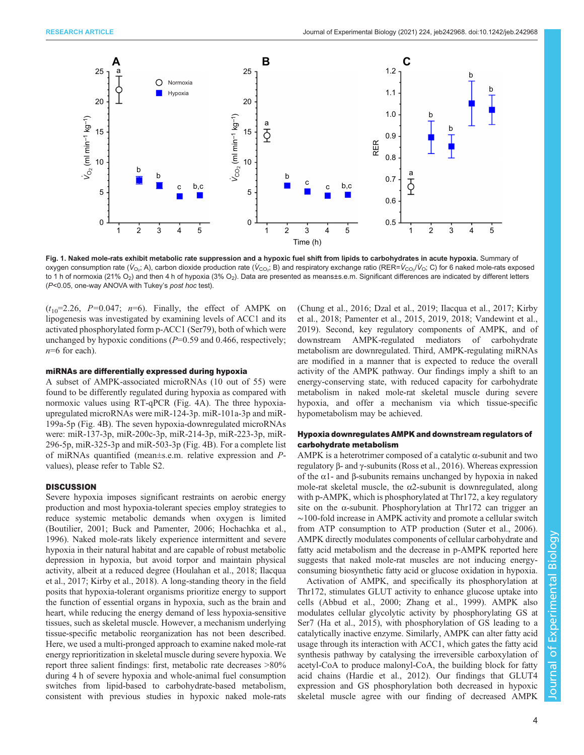**Fig. 1. Naked mole-rats exhibit metabolic rate suppression and a hypoxic fuel shift from lipids to carbohydrates in acute hypoxia.** Summary of oxygen consumption rate ($\dot{V}_{O_2}$; A), carbon dioxide production rate ($\dot{V}_{CO_2}$; B) and respiratory exchange ratio (RER=$\dot{V}_{CO_2}$/$\dot{V}_{O_2}$; C) for 6 naked mole-rats exposed to 1 h of normoxia (21% $O_2$) and then 4 h of hypoxia (3% $O_2$). Data are presented as means±s.e.m. Significant differences are indicated by different letters ($P$<0.05, one-way ANOVA with Tukey's *post hoc* test).

($t_{10}$=2.26, $P$=0.047; $n$=6). Finally, the effect of AMPK on lipogenesis was investigated by examining levels of ACC1 and its activated phosphorylated form p-ACC1 (Ser79), both of which were unchanged by hypoxic conditions ($P$=0.59 and 0.466, respectively; $n$=6 for each).

### miRNAs are differentially expressed during hypoxia

A subset of AMPK-associated microRNAs (10 out of 55) were found to be differently regulated during hypoxia as compared with normoxic values using RT-qPCR (Fig. 4A). The three hypoxia-upregulated microRNAs were miR-124-3p. miR-101a-3p and miR-199a-5p (Fig. 4B). The seven hypoxia-downregulated microRNAs were: miR-137-3p, miR-200c-3p, miR-214-3p, miR-223-3p, miR-296-5p, miR-325-3p and miR-503-3p (Fig. 4B). For a complete list of miRNAs quantified (mean±s.e.m. relative expression and $P$-values), please refer to Table S2.

## DISCUSSION

Severe hypoxia imposes significant restraints on aerobic energy production and most hypoxia-tolerant species employ strategies to reduce systemic metabolic demands when oxygen is limited (Boutilier, 2001; Buck and Pamenter, 2006; Hochachka et al., 1996). Naked mole-rats likely experience intermittent and severe hypoxia in their natural habitat and are capable of robust metabolic depression in hypoxia, but avoid torpor and maintain physical activity, albeit at a reduced degree (Houlahan et al., 2018; Ilacqua et al., 2017; Kirby et al., 2018). A long-standing theory in the field posits that hypoxia-tolerant organisms prioritize energy to support the function of essential organs in hypoxia, such as the brain and heart, while reducing the energy demand of less hypoxia-sensitive tissues, such as skeletal muscle. However, a mechanism underlying tissue-specific metabolic reorganization has not been described. Here, we used a multi-pronged approach to examine naked mole-rat energy reprioritization in skeletal muscle during severe hypoxia. We report three salient findings: first, metabolic rate decreases >80% during 4 h of severe hypoxia and whole-animal fuel consumption switches from lipid-based to carbohydrate-based metabolism, consistent with previous studies in hypoxic naked mole-rats (Chung et al., 2016; Dzal et al., 2019; Ilacqua et al., 2017; Kirby et al., 2018; Pamenter et al., 2015, 2019, 2018; Vandewint et al., 2019). Second, key regulatory components of AMPK, and of downstream AMPK-regulated mediators of carbohydrate metabolism are downregulated. Third, AMPK-regulating miRNAs are modified in a manner that is expected to reduce the overall activity of the AMPK pathway. Our findings imply a shift to an energy-conserving state, with reduced capacity for carbohydrate metabolism in naked mole-rat skeletal muscle during severe hypoxia, and offer a mechanism via which tissue-specific hypometabolism may be achieved.

### Hypoxia downregulates AMPK and downstream regulators of carbohydrate metabolism

AMPK is a heterotrimer composed of a catalytic α-subunit and two regulatory β- and γ-subunits (Ross et al., 2016). Whereas expression of the α1- and β-subunits remains unchanged by hypoxia in naked mole-rat skeletal muscle, the α2-subunit is downregulated, along with p-AMPK, which is phosphorylated at Thr172, a key regulatory site on the α-subunit. Phosphorylation at Thr172 can trigger an ~100-fold increase in AMPK activity and promote a cellular switch from ATP consumption to ATP production (Suter et al., 2006). AMPK directly modulates components of cellular carbohydrate and fatty acid metabolism and the decrease in p-AMPK reported here suggests that naked mole-rat muscles are not inducing energy-consuming biosynthetic fatty acid or glucose oxidation in hypoxia.

Activation of AMPK, and specifically its phosphorylation at Thr172, stimulates GLUT activity to enhance glucose uptake into cells (Abbud et al., 2000; Zhang et al., 1999). AMPK also modulates cellular glycolytic activity by phosphorylating GS at Ser7 (Ha et al., 2015), with phosphorylation of GS leading to a catalytically inactive enzyme. Similarly, AMPK can alter fatty acid usage through its interaction with ACC1, which gates the fatty acid synthesis pathway by catalysing the irreversible carboxylation of acetyl-CoA to produce malonyl-CoA, the building block for fatty acid chains (Hardie et al., 2012). Our findings that GLUT4 expression and GS phosphorylation both decreased in hypoxic skeletal muscle agree with our finding of decreased AMPK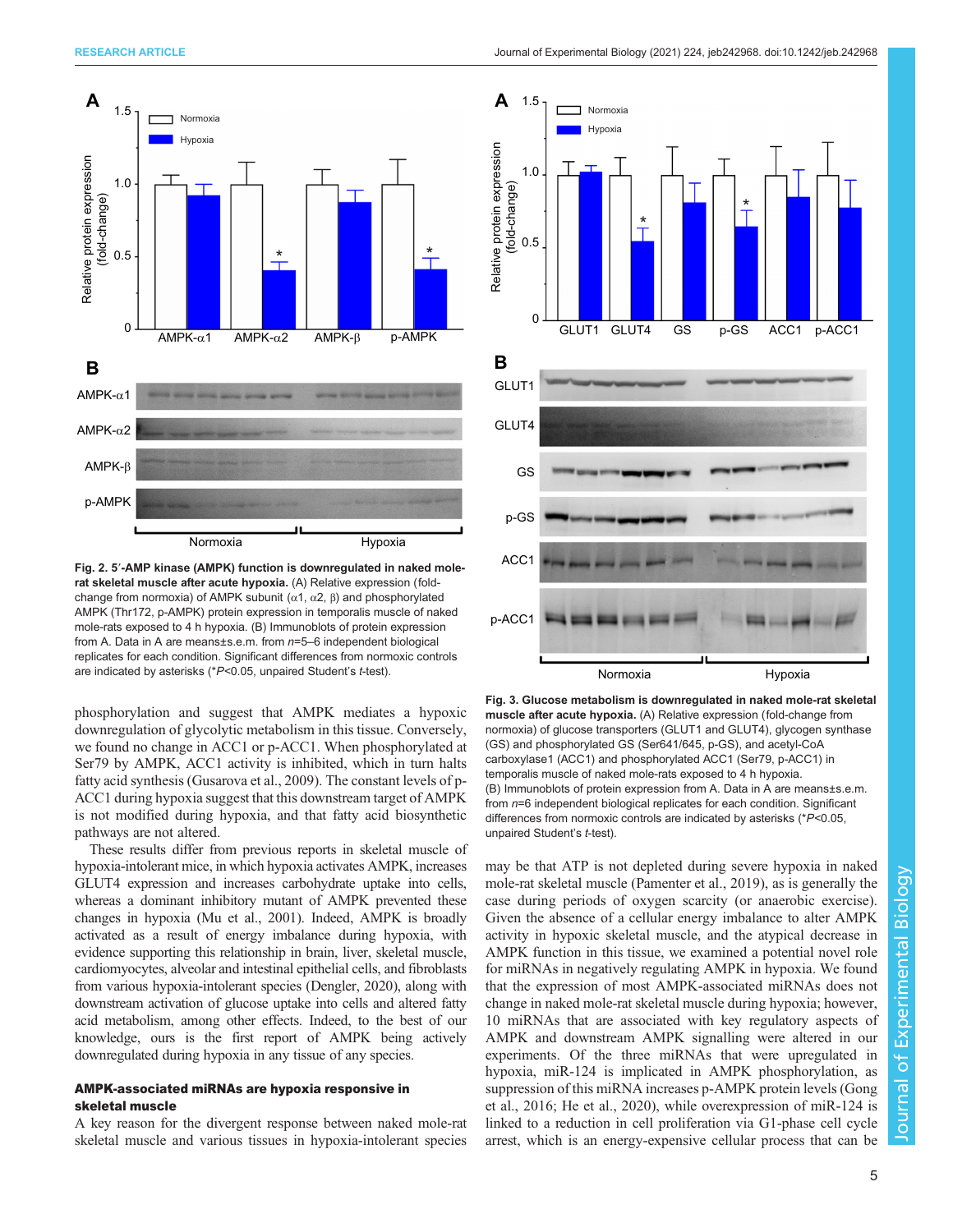Fig. 2. 5′-AMP kinase (AMPK) function is downregulated in naked mole-rat skeletal muscle after acute hypoxia. (A) Relative expression (fold-change from normoxia) of AMPK subunit (α1, α2, β) and phosphorylated AMPK (Thr172, p-AMPK) protein expression in temporalis muscle of naked mole-rats exposed to 4 h hypoxia. (B) Immunoblots of protein expression from A. Data in A are means±s.e.m. from $n$=5–6 independent biological replicates for each condition. Significant differences from normoxic controls are indicated by asterisks (*$P$<0.05, unpaired Student's $t$-test).

Fig. 3. Glucose metabolism is downregulated in naked mole-rat skeletal muscle after acute hypoxia. (A) Relative expression (fold-change from normoxia) of glucose transporters (GLUT1 and GLUT4), glycogen synthase (GS) and phosphorylated GS (Ser641/645, p-GS), and acetyl-CoA carboxylase1 (ACC1) and phosphorylated ACC1 (Ser79, p-ACC1) in temporalis muscle of naked mole-rats exposed to 4 h hypoxia. (B) Immunoblots of protein expression from A. Data in A are means±s.e.m. from $n$=6 independent biological replicates for each condition. Significant differences from normoxic controls are indicated by asterisks (*$P$<0.05, unpaired Student's $t$-test).

phosphorylation and suggest that AMPK mediates a hypoxic downregulation of glycolytic metabolism in this tissue. Conversely, we found no change in ACC1 or p-ACC1. When phosphorylated at Ser79 by AMPK, ACC1 activity is inhibited, which in turn halts fatty acid synthesis (Gusarova et al., 2009). The constant levels of p-ACC1 during hypoxia suggest that this downstream target of AMPK is not modified during hypoxia, and that fatty acid biosynthetic pathways are not altered.

These results differ from previous reports in skeletal muscle of hypoxia-intolerant mice, in which hypoxia activates AMPK, increases GLUT4 expression and increases carbohydrate uptake into cells, whereas a dominant inhibitory mutant of AMPK prevented these changes in hypoxia (Mu et al., 2001). Indeed, AMPK is broadly activated as a result of energy imbalance during hypoxia, with evidence supporting this relationship in brain, liver, skeletal muscle, cardiomyocytes, alveolar and intestinal epithelial cells, and fibroblasts from various hypoxia-intolerant species (Dengler, 2020), along with downstream activation of glucose uptake into cells and altered fatty acid metabolism, among other effects. Indeed, to the best of our knowledge, ours is the first report of AMPK being actively downregulated during hypoxia in any tissue of any species.

### AMPK-associated miRNAs are hypoxia responsive in skeletal muscle

A key reason for the divergent response between naked mole-rat skeletal muscle and various tissues in hypoxia-intolerant species may be that ATP is not depleted during severe hypoxia in naked mole-rat skeletal muscle (Pamenter et al., 2019), as is generally the case during periods of oxygen scarcity (or anaerobic exercise). Given the absence of a cellular energy imbalance to alter AMPK activity in hypoxic skeletal muscle, and the atypical decrease in AMPK function in this tissue, we examined a potential novel role for miRNAs in negatively regulating AMPK in hypoxia. We found that the expression of most AMPK-associated miRNAs does not change in naked mole-rat skeletal muscle during hypoxia; however, 10 miRNAs that are associated with key regulatory aspects of AMPK and downstream AMPK signalling were altered in our experiments. Of the three miRNAs that were upregulated in hypoxia, miR-124 is implicated in AMPK phosphorylation, as suppression of this miRNA increases p-AMPK protein levels (Gong et al., 2016; He et al., 2020), while overexpression of miR-124 is linked to a reduction in cell proliferation via G1-phase cell cycle arrest, which is an energy-expensive cellular process that can be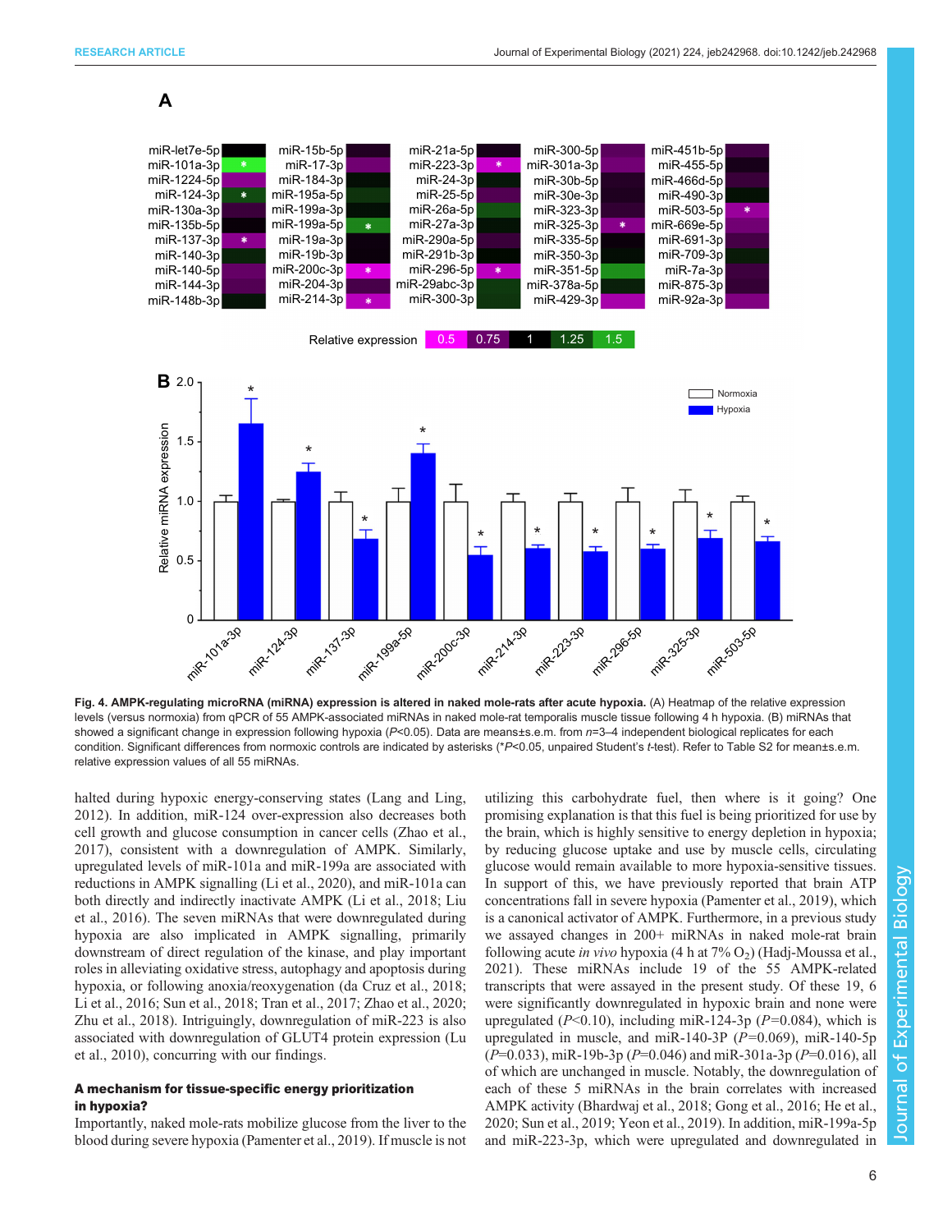**Fig. 4. AMPK-regulating microRNA (miRNA) expression is altered in naked mole-rats after acute hypoxia.** (A) Heatmap of the relative expression levels (versus normoxia) from qPCR of 55 AMPK-associated miRNAs in naked mole-rat temporalis muscle tissue following 4 h hypoxia. (B) miRNAs that showed a significant change in expression following hypoxia ($P$<0.05). Data are means±s.e.m. from $n$=3–4 independent biological replicates for each condition. Significant differences from normoxic controls are indicated by asterisks (*$P$<0.05, unpaired Student's $t$-test). Refer to Table S2 for mean±s.e.m. relative expression values of all 55 miRNAs.

halted during hypoxic energy-conserving states (Lang and Ling, 2012). In addition, miR-124 over-expression also decreases both cell growth and glucose consumption in cancer cells (Zhao et al., 2017), consistent with a downregulation of AMPK. Similarly, upregulated levels of miR-101a and miR-199a are associated with reductions in AMPK signalling (Li et al., 2020), and miR-101a can both directly and indirectly inactivate AMPK (Li et al., 2018; Liu et al., 2016). The seven miRNAs that were downregulated during hypoxia are also implicated in AMPK signalling, primarily downstream of direct regulation of the kinase, and play important roles in alleviating oxidative stress, autophagy and apoptosis during hypoxia, or following anoxia/reoxygenation (da Cruz et al., 2018; Li et al., 2016; Sun et al., 2018; Tran et al., 2017; Zhao et al., 2020; Zhu et al., 2018). Intriguingly, downregulation of miR-223 is also associated with downregulation of GLUT4 protein expression (Lu et al., 2010), concurring with our findings.

### A mechanism for tissue-specific energy prioritization in hypoxia?

Importantly, naked mole-rats mobilize glucose from the liver to the blood during severe hypoxia (Pamenter et al., 2019). If muscle is not utilizing this carbohydrate fuel, then where is it going? One promising explanation is that this fuel is being prioritized for use by the brain, which is highly sensitive to energy depletion in hypoxia; by reducing glucose uptake and use by muscle cells, circulating glucose would remain available to more hypoxia-sensitive tissues. In support of this, we have previously reported that brain ATP concentrations fall in severe hypoxia (Pamenter et al., 2019), which is a canonical activator of AMPK. Furthermore, in a previous study we assayed changes in 200+ miRNAs in naked mole-rat brain following acute *in vivo* hypoxia (4 h at 7% $O_2$) (Hadj-Moussa et al., 2021). These miRNAs include 19 of the 55 AMPK-related transcripts that were assayed in the present study. Of these 19, 6 were significantly downregulated in hypoxic brain and none were upregulated ($P$<0.10), including miR-124-3p ($P$=0.084), which is upregulated in muscle, and miR-140-3P ($P$=0.069), miR-140-5p ($P$=0.033), miR-19b-3p ($P$=0.046) and miR-301a-3p ($P$=0.016), all of which are unchanged in muscle. Notably, the downregulation of each of these 5 miRNAs in the brain correlates with increased AMPK activity (Bhardwaj et al., 2018; Gong et al., 2016; He et al., 2020; Sun et al., 2019; Yeon et al., 2019). In addition, miR-199a-5p and miR-223-3p, which were upregulated and downregulated in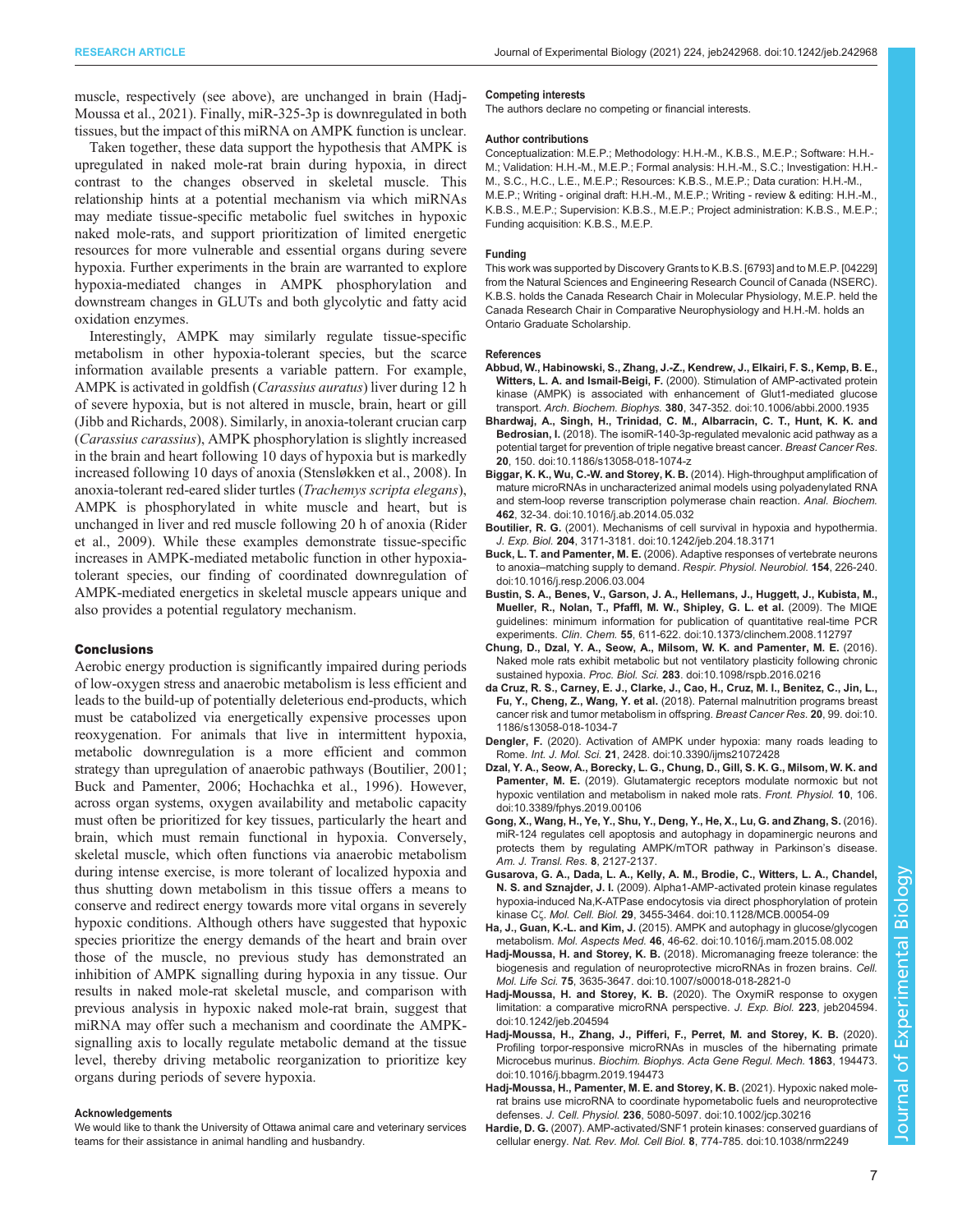muscle, respectively (see above), are unchanged in brain (Hadj-Moussa et al., 2021). Finally, miR-325-3p is downregulated in both tissues, but the impact of this miRNA on AMPK function is unclear.

Taken together, these data support the hypothesis that AMPK is upregulated in naked mole-rat brain during hypoxia, in direct contrast to the changes observed in skeletal muscle. This relationship hints at a potential mechanism via which miRNAs may mediate tissue-specific metabolic fuel switches in hypoxic naked mole-rats, and support prioritization of limited energetic resources for more vulnerable and essential organs during severe hypoxia. Further experiments in the brain are warranted to explore hypoxia-mediated changes in AMPK phosphorylation and downstream changes in GLUTs and both glycolytic and fatty acid oxidation enzymes.

Interestingly, AMPK may similarly regulate tissue-specific metabolism in other hypoxia-tolerant species, but the scarce information available presents a variable pattern. For example, AMPK is activated in goldfish (*Carassius auratus*) liver during 12 h of severe hypoxia, but is not altered in muscle, brain, heart or gill (Jibb and Richards, 2008). Similarly, in anoxia-tolerant crucian carp (*Carassius carassius*), AMPK phosphorylation is slightly increased in the brain and heart following 10 days of hypoxia but is markedly increased following 10 days of anoxia (Stensløkken et al., 2008). In anoxia-tolerant red-eared slider turtles (*Trachemys scripta elegans*), AMPK is phosphorylated in white muscle and heart, but is unchanged in liver and red muscle following 20 h of anoxia (Rider et al., 2009). While these examples demonstrate tissue-specific increases in AMPK-mediated metabolic function in other hypoxia-tolerant species, our finding of coordinated downregulation of AMPK-mediated energetics in skeletal muscle appears unique and also provides a potential regulatory mechanism.

## Conclusions

Aerobic energy production is significantly impaired during periods of low-oxygen stress and anaerobic metabolism is less efficient and leads to the build-up of potentially deleterious end-products, which must be catabolized via energetically expensive processes upon reoxygenation. For animals that live in intermittent hypoxia, metabolic downregulation is a more efficient and common strategy than upregulation of anaerobic pathways (Boutilier, 2001; Buck and Pamenter, 2006; Hochachka et al., 1996). However, across organ systems, oxygen availability and metabolic capacity must often be prioritized for key tissues, particularly the heart and brain, which must remain functional in hypoxia. Conversely, skeletal muscle, which often functions via anaerobic metabolism during intense exercise, is more tolerant of localized hypoxia and thus shutting down metabolism in this tissue offers a means to conserve and redirect energy towards more vital organs in severely hypoxic conditions. Although others have suggested that hypoxic species prioritize the energy demands of the heart and brain over those of the muscle, no previous study has demonstrated an inhibition of AMPK signalling during hypoxia in any tissue. Our results in naked mole-rat skeletal muscle, and comparison with previous analysis in hypoxic naked mole-rat brain, suggest that miRNA may offer such a mechanism and coordinate the AMPK-signalling axis to locally regulate metabolic demand at the tissue level, thereby driving metabolic reorganization to prioritize key organs during periods of severe hypoxia.

#### Acknowledgements

We would like to thank the University of Ottawa animal care and veterinary services teams for their assistance in animal handling and husbandry.

#### Competing interests

The authors declare no competing or financial interests.

#### Author contributions

Conceptualization: M.E.P.; Methodology: H.H.-M., K.B.S., M.E.P.; Software: H.H.-M.; Validation: H.H.-M., M.E.P.; Formal analysis: H.H.-M., S.C.; Investigation: H.H.-M., S.C., H.C., L.E., M.E.P.; Resources: K.B.S., M.E.P.; Data curation: H.H.-M., M.E.P.; Writing - original draft: H.H.-M., M.E.P.; Writing - review & editing: H.H.-M., K.B.S., M.E.P.; Supervision: K.B.S., M.E.P.; Project administration: K.B.S., M.E.P.; Funding acquisition: K.B.S., M.E.P.

#### Funding

This work was supported by Discovery Grants to K.B.S. [6793] and to M.E.P. [04229] from the Natural Sciences and Engineering Research Council of Canada (NSERC). K.B.S. holds the Canada Research Chair in Molecular Physiology, M.E.P. held the Canada Research Chair in Comparative Neurophysiology and H.H.-M. holds an Ontario Graduate Scholarship.

#### References

**Abbud, W., Habinowski, S., Zhang, J.-Z., Kendrew, J., Elkairi, F. S., Kemp, B. E., Witters, L. A. and Ismail-Beigi, F.** (2000). Stimulation of AMP-activated protein kinase (AMPK) is associated with enhancement of Glut1-mediated glucose transport. *Arch. Biochem. Biophys.* **380**, 347-352. doi:10.1006/abbi.2000.1935

**Bhardwaj, A., Singh, H., Trinidad, C. M., Albarracin, C. T., Hunt, K. K. and Bedrosian, I.** (2018). The isomiR-140-3p-regulated mevalonic acid pathway as a potential target for prevention of triple negative breast cancer. *Breast Cancer Res.* **20**, 150. doi:10.1186/s13058-018-1074-z

**Biggar, K. K., Wu, C.-W. and Storey, K. B.** (2014). High-throughput amplification of mature microRNAs in uncharacterized animal models using polyadenylated RNA and stem-loop reverse transcription polymerase chain reaction. *Anal. Biochem.* **462**, 32-34. doi:10.1016/j.ab.2014.05.032

**Boutilier, R. G.** (2001). Mechanisms of cell survival in hypoxia and hypothermia. *J. Exp. Biol.* **204**, 3171-3181. doi:10.1242/jeb.204.18.3171

**Buck, L. T. and Pamenter, M. E.** (2006). Adaptive responses of vertebrate neurons to anoxia–matching supply to demand. *Respir. Physiol. Neurobiol.* **154**, 226-240. doi:10.1016/j.resp.2006.03.004

**Bustin, S. A., Benes, V., Garson, J. A., Hellemans, J., Huggett, J., Kubista, M., Mueller, R., Nolan, T., Pfaffl, M. W., Shipley, G. L. et al.** (2009). The MIQE guidelines: minimum information for publication of quantitative real-time PCR experiments. *Clin. Chem.* **55**, 611-622. doi:10.1373/clinchem.2008.112797

**Chung, D., Dzal, Y. A., Seow, A., Milsom, W. K. and Pamenter, M. E.** (2016). Naked mole rats exhibit metabolic but not ventilatory plasticity following chronic sustained hypoxia. *Proc. Biol. Sci.* **283**. doi:10.1098/rspb.2016.0216

**da Cruz, R. S., Carney, E. J., Clarke, J., Cao, H., Cruz, M. I., Benitez, C., Jin, L., Fu, Y., Cheng, Z., Wang, Y. et al.** (2018). Paternal malnutrition programs breast cancer risk and tumor metabolism in offspring. *Breast Cancer Res.* **20**, 99. doi:10.1186/s13058-018-1034-7

**Dengler, F.** (2020). Activation of AMPK under hypoxia: many roads leading to Rome. *Int. J. Mol. Sci.* **21**, 2428. doi:10.3390/ijms21072428

**Dzal, Y. A., Seow, A., Borecky, L. G., Chung, D., Gill, S. K. G., Milsom, W. K. and Pamenter, M. E.** (2019). Glutamatergic receptors modulate normoxic but not hypoxic ventilation and metabolism in naked mole rats. *Front. Physiol.* **10**, 106. doi:10.3389/fphys.2019.00106

**Gong, X., Wang, H., Ye, Y., Shu, Y., Deng, Y., He, X., Lu, G. and Zhang, S.** (2016). miR-124 regulates cell apoptosis and autophagy in dopaminergic neurons and protects them by regulating AMPK/mTOR pathway in Parkinson's disease. *Am. J. Transl. Res.* **8**, 2127-2137.

**Gusarova, G. A., Dada, L. A., Kelly, A. M., Brodie, C., Witters, L. A., Chandel, N. S. and Sznajder, J. I.** (2009). Alpha1-AMP-activated protein kinase regulates hypoxia-induced Na,K-ATPase endocytosis via direct phosphorylation of protein kinase Cζ. *Mol. Cell. Biol.* **29**, 3455-3464. doi:10.1128/MCB.00054-09

**Ha, J., Guan, K.-L. and Kim, J.** (2015). AMPK and autophagy in glucose/glycogen metabolism. *Mol. Aspects Med.* **46**, 46-62. doi:10.1016/j.mam.2015.08.002

**Hadj-Moussa, H. and Storey, K. B.** (2018). Micromanaging freeze tolerance: the biogenesis and regulation of neuroprotective microRNAs in frozen brains. *Cell. Mol. Life Sci.* **75**, 3635-3647. doi:10.1007/s00018-018-2821-0

**Hadj-Moussa, H. and Storey, K. B.** (2020). The OxymiR response to oxygen limitation: a comparative microRNA perspective. *J. Exp. Biol.* **223**, jeb204594. doi:10.1242/jeb.204594

**Hadj-Moussa, H., Zhang, J., Pifferi, F., Perret, M. and Storey, K. B.** (2020). Profiling torpor-responsive microRNAs in muscles of the hibernating primate Microcebus murinus. *Biochim. Biophys. Acta Gene Regul. Mech.* **1863**, 194473. doi:10.1016/j.bbagrm.2019.194473

**Hadj-Moussa, H., Pamenter, M. E. and Storey, K. B.** (2021). Hypoxic naked mole-rat brains use microRNA to coordinate hypometabolic fuels and neuroprotective defenses. *J. Cell. Physiol.* **236**, 5080-5097. doi:10.1002/jcp.30216

**Hardie, D. G.** (2007). AMP-activated/SNF1 protein kinases: conserved guardians of cellular energy. *Nat. Rev. Mol. Cell Biol.* **8**, 774-785. doi:10.1038/nrm2249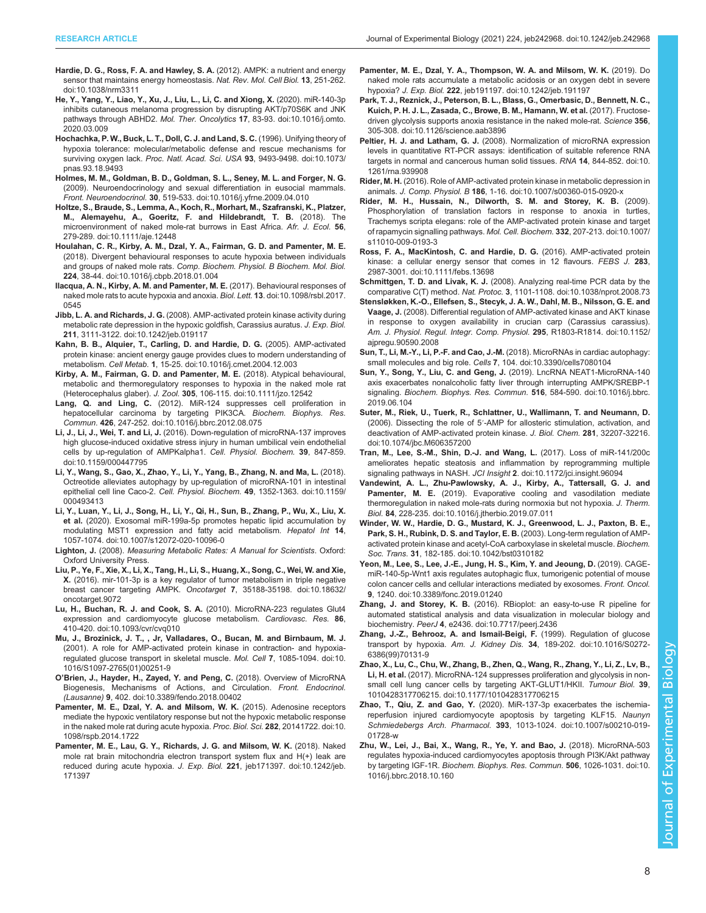**Hardie, D. G., Ross, F. A. and Hawley, S. A.** (2012). AMPK: a nutrient and energy sensor that maintains energy homeostasis. *Nat. Rev. Mol. Cell Biol.* **13**, 251-262. doi:10.1038/nrm3311

**He, Y., Yang, Y., Liao, Y., Xu, J., Liu, L., Li, C. and Xiong, X.** (2020). miR-140-3p inhibits cutaneous melanoma progression by disrupting AKT/p70S6K and JNK pathways through ABHD2. *Mol. Ther. Oncolytics* **17**, 83-93. doi:10.1016/j.omto.2020.03.009

**Hochachka, P. W., Buck, L. T., Doll, C. J. and Land, S. C.** (1996). Unifying theory of hypoxia tolerance: molecular/metabolic defense and rescue mechanisms for surviving oxygen lack. *Proc. Natl. Acad. Sci. USA* **93**, 9493-9498. doi:10.1073/pnas.93.18.9493

**Holmes, M. M., Goldman, B. D., Goldman, S. L., Seney, M. L. and Forger, N. G.** (2009). Neuroendocrinology and sexual differentiation in eusocial mammals. *Front. Neuroendocrinol.* **30**, 519-533. doi:10.1016/j.yfrne.2009.04.010

**Holtze, S., Braude, S., Lemma, A., Koch, R., Morhart, M., Szafranski, K., Platzer, M., Alemayehu, A., Goeritz, F. and Hildebrandt, T. B.** (2018). The microenvironment of naked mole-rat burrows in East Africa. *Afr. J. Ecol.* **56**, 279-289. doi:10.1111/aje.12448

**Houlahan, C. R., Kirby, A. M., Dzal, Y. A., Fairman, G. D. and Pamenter, M. E.** (2018). Divergent behavioural responses to acute hypoxia between individuals and groups of naked mole rats. *Comp. Biochem. Physiol. B Biochem. Mol. Biol.* **224**, 38-44. doi:10.1016/j.cbpb.2018.01.004

**Ilacqua, A. N., Kirby, A. M. and Pamenter, M. E.** (2017). Behavioural responses of naked mole rats to acute hypoxia and anoxia. *Biol. Lett.* **13**. doi:10.1098/rsbl.2017.0545

**Jibb, L. A. and Richards, J. G.** (2008). AMP-activated protein kinase activity during metabolic rate depression in the hypoxic goldfish, Carassius auratus. *J. Exp. Biol.* **211**, 3111-3122. doi:10.1242/jeb.019117

**Kahn, B. B., Alquier, T., Carling, D. and Hardie, D. G.** (2005). AMP-activated protein kinase: ancient energy gauge provides clues to modern understanding of metabolism. *Cell Metab.* **1**, 15-25. doi:10.1016/j.cmet.2004.12.003

**Kirby, A. M., Fairman, G. D. and Pamenter, M. E.** (2018). Atypical behavioural, metabolic and thermoregulatory responses to hypoxia in the naked mole rat (Heterocephalus glaber). *J. Zool.* **305**, 106-115. doi:10.1111/jzo.12542

**Lang, Q. and Ling, C.** (2012). MiR-124 suppresses cell proliferation in hepatocellular carcinoma by targeting PIK3CA. *Biochem. Biophys. Res. Commun.* **426**, 247-252. doi:10.1016/j.bbrc.2012.08.075

**Li, J., Li, J., Wei, T. and Li, J.** (2016). Down-regulation of microRNA-137 improves high glucose-induced oxidative stress injury in human umbilical vein endothelial cells by up-regulation of AMPKalpha1. *Cell. Physiol. Biochem.* **39**, 847-859. doi:10.1159/000447795

**Li, Y., Wang, S., Gao, X., Zhao, Y., Li, Y., Yang, B., Zhang, N. and Ma, L.** (2018). Octreotide alleviates autophagy by up-regulation of microRNA-101 in intestinal epithelial cell line Caco-2. *Cell. Physiol. Biochem.* **49**, 1352-1363. doi:10.1159/000493413

**Li, Y., Luan, Y., Li, J., Song, H., Li, Y., Qi, H., Sun, B., Zhang, P., Wu, X., Liu, X. et al.** (2020). Exosomal miR-199a-5p promotes hepatic lipid accumulation by modulating MST1 expression and fatty acid metabolism. *Hepatol Int* **14**, 1057-1074. doi:10.1007/s12072-020-10096-0

**Lighton, J.** (2008). *Measuring Metabolic Rates: A Manual for Scientists*. Oxford: Oxford University Press.

**Liu, P., Ye, F., Xie, X., Li, X., Tang, H., Li, S., Huang, X., Song, C., Wei, W. and Xie, X.** (2016). mir-101-3p is a key regulator of tumor metabolism in triple negative breast cancer targeting AMPK. *Oncotarget* **7**, 35188-35198. doi:10.18632/oncotarget.9072

**Lu, H., Buchan, R. J. and Cook, S. A.** (2010). MicroRNA-223 regulates Glut4 expression and cardiomyocyte glucose metabolism. *Cardiovasc. Res.* **86**, 410-420. doi:10.1093/cvr/cvq010

**Mu, J., Brozinick, J. T., , Jr, Valladares, O., Bucan, M. and Birnbaum, M. J.** (2001). A role for AMP-activated protein kinase in contraction- and hypoxia-regulated glucose transport in skeletal muscle. *Mol. Cell* **7**, 1085-1094. doi:10.1016/S1097-2765(01)00251-9

**O'Brien, J., Hayder, H., Zayed, Y. and Peng, C.** (2018). Overview of MicroRNA Biogenesis, Mechanisms of Actions, and Circulation. *Front. Endocrinol. (Lausanne)* **9**, 402. doi:10.3389/fendo.2018.00402

**Pamenter, M. E., Dzal, Y. A. and Milsom, W. K.** (2015). Adenosine receptors mediate the hypoxic ventilatory response but not the hypoxic metabolic response in the naked mole rat during acute hypoxia. *Proc. Biol. Sci.* **282**, 20141722. doi:10.1098/rspb.2014.1722

**Pamenter, M. E., Lau, G. Y., Richards, J. G. and Milsom, W. K.** (2018). Naked mole rat brain mitochondria electron transport system flux and H(+) leak are reduced during acute hypoxia. *J. Exp. Biol.* **221**, jeb171397. doi:10.1242/jeb.171397

**Pamenter, M. E., Dzal, Y. A., Thompson, W. A. and Milsom, W. K.** (2019). Do naked mole rats accumulate a metabolic acidosis or an oxygen debt in severe hypoxia? *J. Exp. Biol.* **222**, jeb191197. doi:10.1242/jeb.191197

**Park, T. J., Reznick, J., Peterson, B. L., Blass, G., Omerbasic, D., Bennett, N. C., Kuich, P. H. J. L., Zasada, C., Browe, B. M., Hamann, W. et al.** (2017). Fructose-driven glycolysis supports anoxia resistance in the naked mole-rat. *Science* **356**, 305-308. doi:10.1126/science.aab3896

**Peltier, H. J. and Latham, G. J.** (2008). Normalization of microRNA expression levels in quantitative RT-PCR assays: identification of suitable reference RNA targets in normal and cancerous human solid tissues. *RNA* **14**, 844-852. doi:10.1261/rna.939908

**Rider, M. H.** (2016). Role of AMP-activated protein kinase in metabolic depression in animals. *J. Comp. Physiol. B* **186**, 1-16. doi:10.1007/s00360-015-0920-x

**Rider, M. H., Hussain, N., Dilworth, S. M. and Storey, K. B.** (2009). Phosphorylation of translation factors in response to anoxia in turtles, Trachemys scripta elegans: role of the AMP-activated protein kinase and target of rapamycin signalling pathways. *Mol. Cell. Biochem.* **332**, 207-213. doi:10.1007/s11010-009-0193-3

**Ross, F. A., MacKintosh, C. and Hardie, D. G.** (2016). AMP-activated protein kinase: a cellular energy sensor that comes in 12 flavours. *FEBS J.* **283**, 2987-3001. doi:10.1111/febs.13698

**Schmittgen, T. D. and Livak, K. J.** (2008). Analyzing real-time PCR data by the comparative C(T) method. *Nat. Protoc.* **3**, 1101-1108. doi:10.1038/nprot.2008.73

**Stensløkken, K.-O., Ellefsen, S., Stecyk, J. A. W., Dahl, M. B., Nilsson, G. E. and Vaage, J.** (2008). Differential regulation of AMP-activated kinase and AKT kinase in response to oxygen availability in crucian carp (Carassius carassius). *Am. J. Physiol. Regul. Integr. Comp. Physiol.* **295**, R1803-R1814. doi:10.1152/ajpregu.90590.2008

**Sun, T., Li, M.-Y., Li, P.-F. and Cao, J.-M.** (2018). MicroRNAs in cardiac autophagy: small molecules and big role. *Cells* **7**, 104. doi:10.3390/cells7080104

**Sun, Y., Song, Y., Liu, C. and Geng, J.** (2019). LncRNA NEAT1-MicroRNA-140 axis exacerbates nonalcoholic fatty liver through interrupting AMPK/SREBP-1 signaling. *Biochem. Biophys. Res. Commun.* **516**, 584-590. doi:10.1016/j.bbrc.2019.06.104

**Suter, M., Riek, U., Tuerk, R., Schlattner, U., Wallimann, T. and Neumann, D.** (2006). Dissecting the role of 5′-AMP for allosteric stimulation, activation, and deactivation of AMP-activated protein kinase. *J. Biol. Chem.* **281**, 32207-32216. doi:10.1074/jbc.M606357200

**Tran, M., Lee, S.-M., Shin, D.-J. and Wang, L.** (2017). Loss of miR-141/200c ameliorates hepatic steatosis and inflammation by reprogramming multiple signaling pathways in NASH. *JCI Insight* **2**. doi:10.1172/jci.insight.96094

**Vandewint, A. L., Zhu-Pawlowsky, A. J., Kirby, A., Tattersall, G. J. and Pamenter, M. E.** (2019). Evaporative cooling and vasodilation mediate thermoregulation in naked mole-rats during normoxia but not hypoxia. *J. Therm. Biol.* **84**, 228-235. doi:10.1016/j.jtherbio.2019.07.011

**Winder, W. W., Hardie, D. G., Mustard, K. J., Greenwood, L. J., Paxton, B. E., Park, S. H., Rubink, D. S. and Taylor, E. B.** (2003). Long-term regulation of AMP-activated protein kinase and acetyl-CoA carboxylase in skeletal muscle. *Biochem. Soc. Trans.* **31**, 182-185. doi:10.1042/bst0310182

**Yeon, M., Lee, S., Lee, J.-E., Jung, H. S., Kim, Y. and Jeoung, D.** (2019). CAGE-miR-140-5p-Wnt1 axis regulates autophagic flux, tumorigenic potential of mouse colon cancer cells and cellular interactions mediated by exosomes. *Front. Oncol.* **9**, 1240. doi:10.3389/fonc.2019.01240

**Zhang, J. and Storey, K. B.** (2016). RBioplot: an easy-to-use R pipeline for automated statistical analysis and data visualization in molecular biology and biochemistry. *PeerJ* **4**, e2436. doi:17.7717/peerj.2436

**Zhang, J.-Z., Behrooz, A. and Ismail-Beigi, F.** (1999). Regulation of glucose transport by hypoxia. *Am. J. Kidney Dis.* **34**, 189-202. doi:10.1016/S0272-6386(99)70131-9

**Zhao, X., Lu, C., Chu, W., Zhang, B., Zhen, Q., Wang, R., Zhang, Y., Li, Z., Lv, B., Li, H. et al.** (2017). MicroRNA-124 suppresses proliferation and glycolysis in non-small cell lung cancer cells by targeting AKT-GLUT1/HKII. *Tumour Biol.* **39**, 1010428317706215. doi:10.1177/1010428317706215

**Zhao, T., Qiu, Z. and Gao, Y.** (2020). MiR-137-3p exacerbates the ischemia-reperfusion injured cardiomyocyte apoptosis by targeting KLF15. *Naunyn Schmiedebergs Arch. Pharmacol.* **393**, 1013-1024. doi:10.1007/s00210-019-01728-w

**Zhu, W., Lei, J., Bai, X., Wang, R., Ye, Y. and Bao, J.** (2018). MicroRNA-503 regulates hypoxia-induced cardiomyocytes apoptosis through PI3K/Akt pathway by targeting IGF-1R. *Biochem. Biophys. Res. Commun.* **506**, 1026-1031. doi:10.1016/j.bbrc.2018.10.160